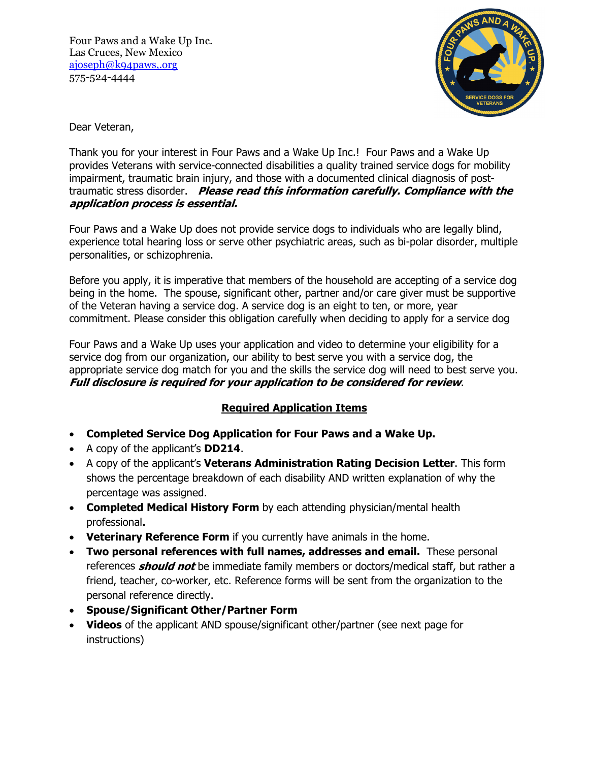Four Paws and a Wake Up Inc.
Las Cruces, New Mexico
ajoseph@k94paws,.org
575-524-4444

Dear Veteran,

Thank you for your interest in Four Paws and a Wake Up Inc.! Four Paws and a Wake Up provides Veterans with service-connected disabilities a quality trained service dogs for mobility impairment, traumatic brain injury, and those with a documented clinical diagnosis of post-traumatic stress disorder. ***Please read this information carefully. Compliance with the application process is essential.***

Four Paws and a Wake Up does not provide service dogs to individuals who are legally blind, experience total hearing loss or serve other psychiatric areas, such as bi-polar disorder, multiple personalities, or schizophrenia.

Before you apply, it is imperative that members of the household are accepting of a service dog being in the home. The spouse, significant other, partner and/or care giver must be supportive of the Veteran having a service dog. A service dog is an eight to ten, or more, year commitment. Please consider this obligation carefully when deciding to apply for a service dog

Four Paws and a Wake Up uses your application and video to determine your eligibility for a service dog from our organization, our ability to best serve you with a service dog, the appropriate service dog match for you and the skills the service dog will need to best serve you. ***Full disclosure is required for your application to be considered for review***.

## Required Application Items

- **Completed Service Dog Application for Four Paws and a Wake Up.**
- A copy of the applicant's **DD214**.
- A copy of the applicant's **Veterans Administration Rating Decision Letter**. This form shows the percentage breakdown of each disability AND written explanation of why the percentage was assigned.
- **Completed Medical History Form** by each attending physician/mental health professional**.**
- **Veterinary Reference Form** if you currently have animals in the home.
- **Two personal references with full names, addresses and email.** These personal references ***should not*** be immediate family members or doctors/medical staff, but rather a friend, teacher, co-worker, etc. Reference forms will be sent from the organization to the personal reference directly.
- **Spouse/Significant Other/Partner Form**
- **Videos** of the applicant AND spouse/significant other/partner (see next page for instructions)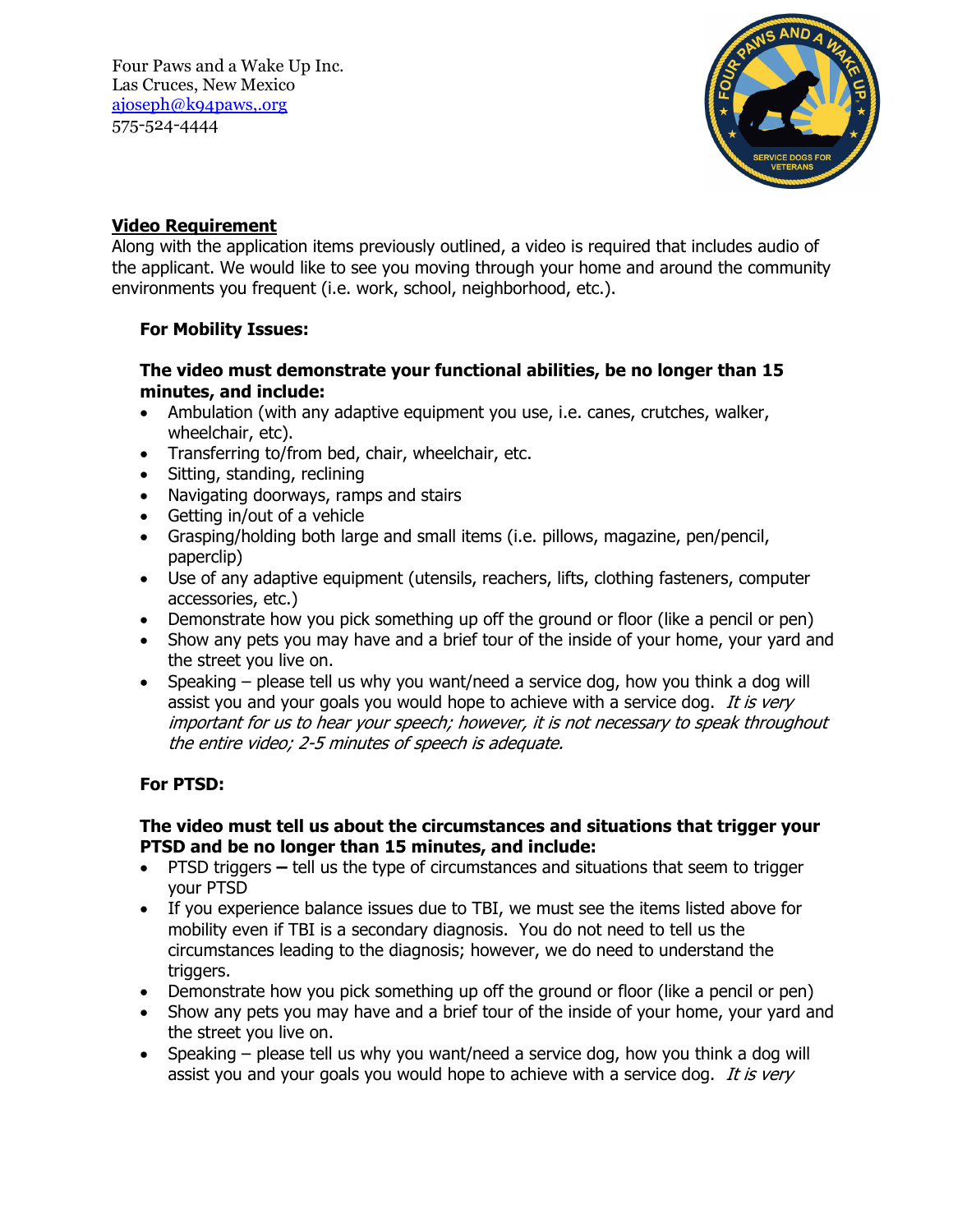Four Paws and a Wake Up Inc.
Las Cruces, New Mexico
ajoseph@k94paws,.org
575-524-4444

## Video Requirement

Along with the application items previously outlined, a video is required that includes audio of the applicant. We would like to see you moving through your home and around the community environments you frequent (i.e. work, school, neighborhood, etc.).

### For Mobility Issues:

**The video must demonstrate your functional abilities, be no longer than 15 minutes, and include:**

- Ambulation (with any adaptive equipment you use, i.e. canes, crutches, walker, wheelchair, etc).
- Transferring to/from bed, chair, wheelchair, etc.
- Sitting, standing, reclining
- Navigating doorways, ramps and stairs
- Getting in/out of a vehicle
- Grasping/holding both large and small items (i.e. pillows, magazine, pen/pencil, paperclip)
- Use of any adaptive equipment (utensils, reachers, lifts, clothing fasteners, computer accessories, etc.)
- Demonstrate how you pick something up off the ground or floor (like a pencil or pen)
- Show any pets you may have and a brief tour of the inside of your home, your yard and the street you live on.
- Speaking – please tell us why you want/need a service dog, how you think a dog will assist you and your goals you would hope to achieve with a service dog. *It is very important for us to hear your speech; however, it is not necessary to speak throughout the entire video; 2-5 minutes of speech is adequate.*

### For PTSD:

**The video must tell us about the circumstances and situations that trigger your PTSD and be no longer than 15 minutes, and include:**

- PTSD triggers **–** tell us the type of circumstances and situations that seem to trigger your PTSD
- If you experience balance issues due to TBI, we must see the items listed above for mobility even if TBI is a secondary diagnosis. You do not need to tell us the circumstances leading to the diagnosis; however, we do need to understand the triggers.
- Demonstrate how you pick something up off the ground or floor (like a pencil or pen)
- Show any pets you may have and a brief tour of the inside of your home, your yard and the street you live on.
- Speaking – please tell us why you want/need a service dog, how you think a dog will assist you and your goals you would hope to achieve with a service dog. *It is very*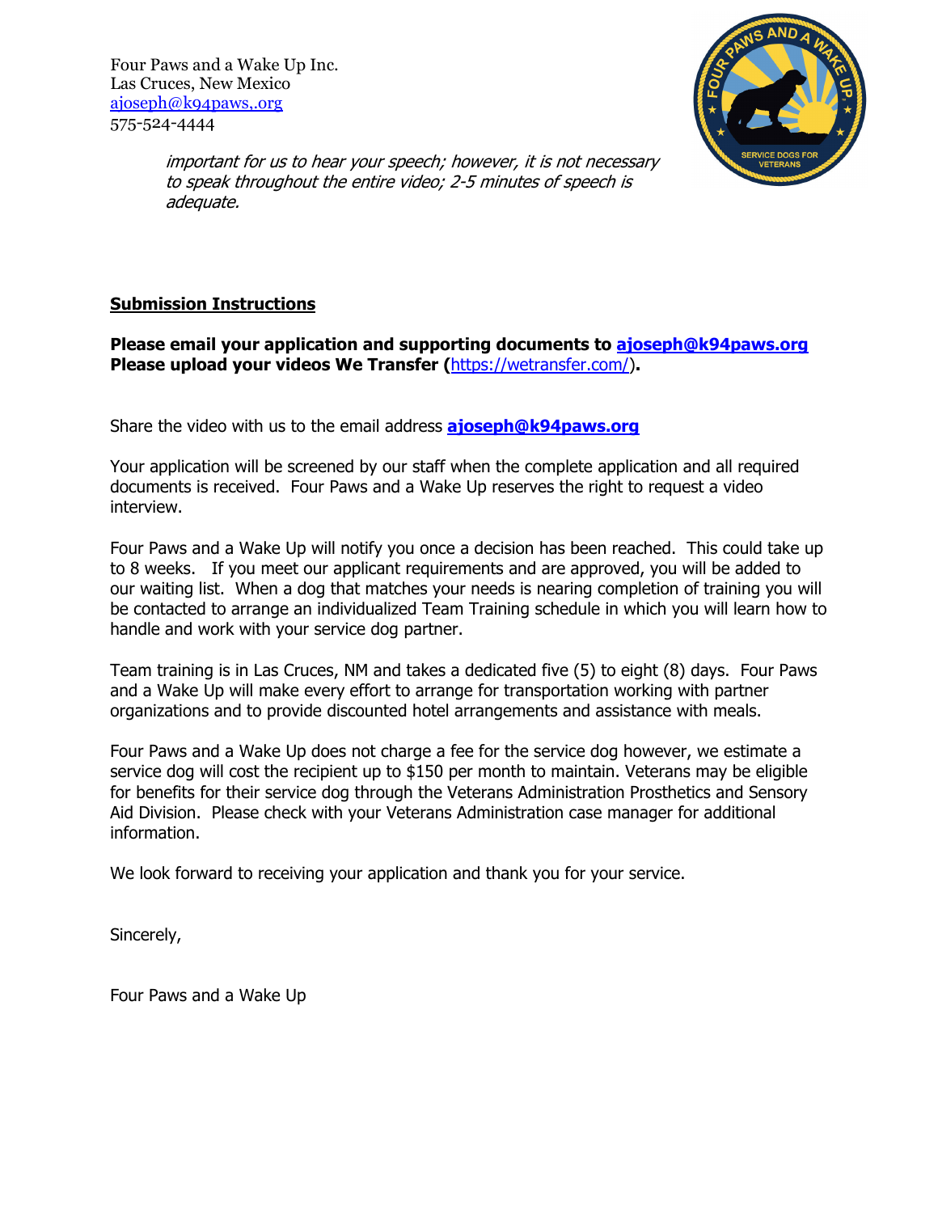Four Paws and a Wake Up Inc.
Las Cruces, New Mexico
ajoseph@k94paws,.org
575-524-4444

*important for us to hear your speech; however, it is not necessary to speak throughout the entire video; 2-5 minutes of speech is adequate.*

**Submission Instructions**

**Please email your application and supporting documents to ajoseph@k94paws.org**
**Please upload your videos We Transfer (**https://wetransfer.com/**).**

Share the video with us to the email address **ajoseph@k94paws.org**

Your application will be screened by our staff when the complete application and all required documents is received. Four Paws and a Wake Up reserves the right to request a video interview.

Four Paws and a Wake Up will notify you once a decision has been reached. This could take up to 8 weeks. If you meet our applicant requirements and are approved, you will be added to our waiting list. When a dog that matches your needs is nearing completion of training you will be contacted to arrange an individualized Team Training schedule in which you will learn how to handle and work with your service dog partner.

Team training is in Las Cruces, NM and takes a dedicated five (5) to eight (8) days. Four Paws and a Wake Up will make every effort to arrange for transportation working with partner organizations and to provide discounted hotel arrangements and assistance with meals.

Four Paws and a Wake Up does not charge a fee for the service dog however, we estimate a service dog will cost the recipient up to $150 per month to maintain. Veterans may be eligible for benefits for their service dog through the Veterans Administration Prosthetics and Sensory Aid Division. Please check with your Veterans Administration case manager for additional information.

We look forward to receiving your application and thank you for your service.

Sincerely,

Four Paws and a Wake Up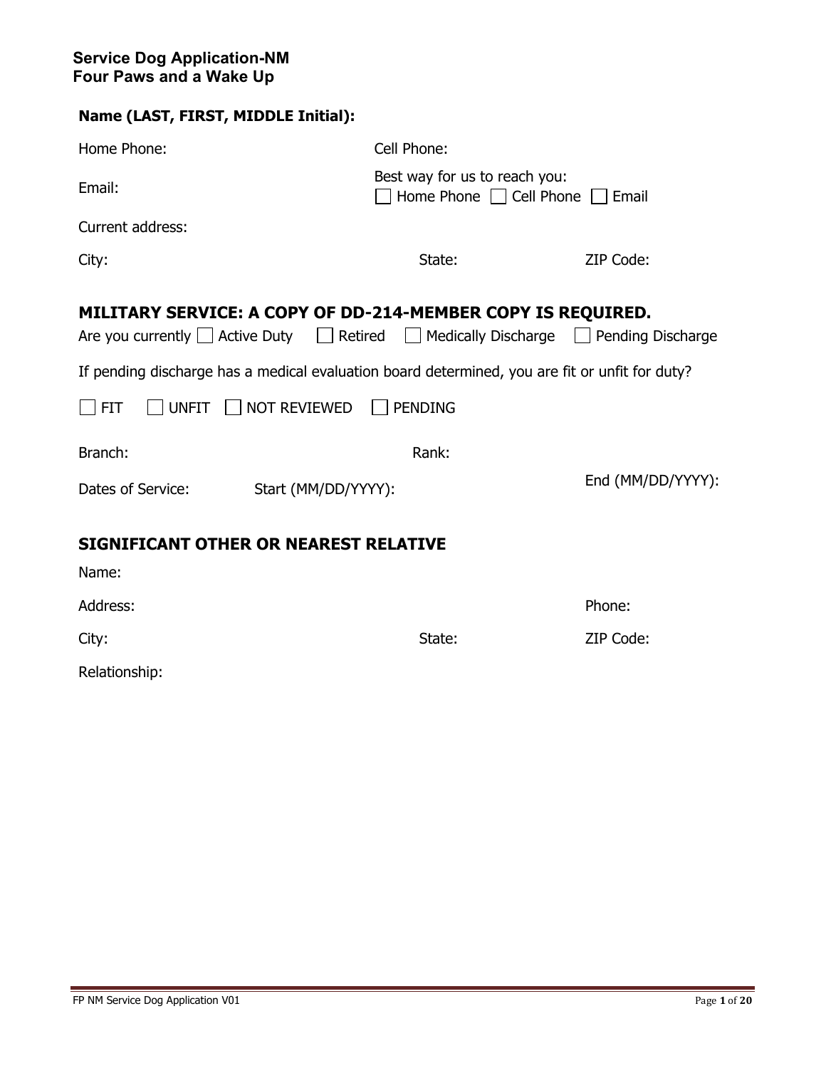**Service Dog Application-NM**
**Four Paws and a Wake Up**

**Name (LAST, FIRST, MIDDLE Initial):**

Home Phone:

Cell Phone:

Email:

Best way for us to reach you:
☐ Home Phone ☐ Cell Phone ☐ Email

Current address:

City: State: ZIP Code:

## MILITARY SERVICE: A COPY OF DD-214-MEMBER COPY IS REQUIRED.

Are you currently ☐ Active Duty ☐ Retired ☐ Medically Discharge ☐ Pending Discharge

If pending discharge has a medical evaluation board determined, you are fit or unfit for duty?

☐ FIT ☐ UNFIT ☐ NOT REVIEWED ☐ PENDING

Branch: Rank:

Dates of Service: Start (MM/DD/YYYY): End (MM/DD/YYYY):

## SIGNIFICANT OTHER OR NEAREST RELATIVE

Name:

Address: Phone:

City: State: ZIP Code:

Relationship: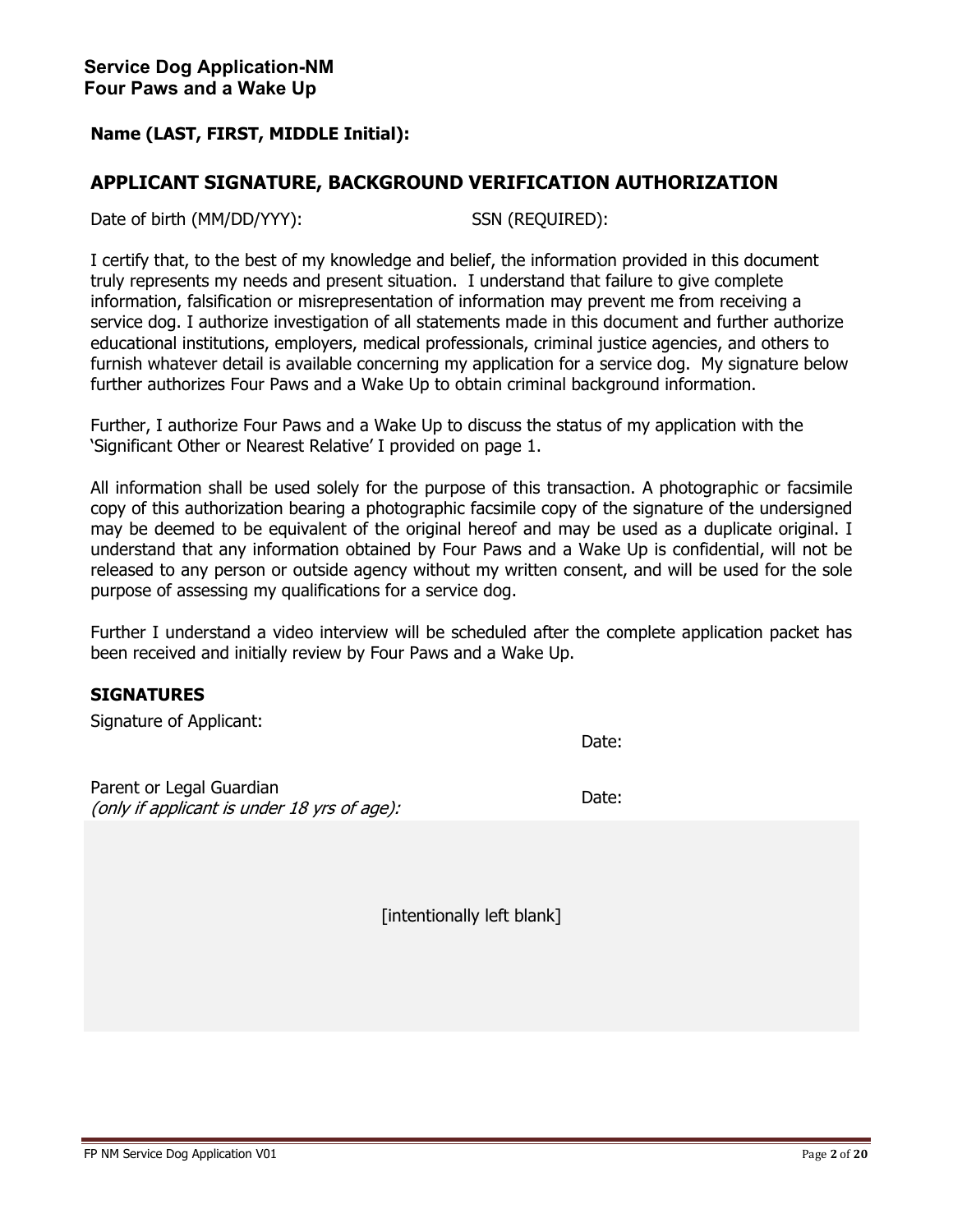**Service Dog Application-NM**
**Four Paws and a Wake Up**

**Name (LAST, FIRST, MIDDLE Initial):**

## APPLICANT SIGNATURE, BACKGROUND VERIFICATION AUTHORIZATION

Date of birth (MM/DD/YYY): SSN (REQUIRED):

I certify that, to the best of my knowledge and belief, the information provided in this document truly represents my needs and present situation. I understand that failure to give complete information, falsification or misrepresentation of information may prevent me from receiving a service dog. I authorize investigation of all statements made in this document and further authorize educational institutions, employers, medical professionals, criminal justice agencies, and others to furnish whatever detail is available concerning my application for a service dog. My signature below further authorizes Four Paws and a Wake Up to obtain criminal background information.

Further, I authorize Four Paws and a Wake Up to discuss the status of my application with the 'Significant Other or Nearest Relative' I provided on page 1.

All information shall be used solely for the purpose of this transaction. A photographic or facsimile copy of this authorization bearing a photographic facsimile copy of the signature of the undersigned may be deemed to be equivalent of the original hereof and may be used as a duplicate original. I understand that any information obtained by Four Paws and a Wake Up is confidential, will not be released to any person or outside agency without my written consent, and will be used for the sole purpose of assessing my qualifications for a service dog.

Further I understand a video interview will be scheduled after the complete application packet has been received and initially review by Four Paws and a Wake Up.

### SIGNATURES

Signature of Applicant:

Date:

Parent or Legal Guardian
*(only if applicant is under 18 yrs of age):*

Date:

[intentionally left blank]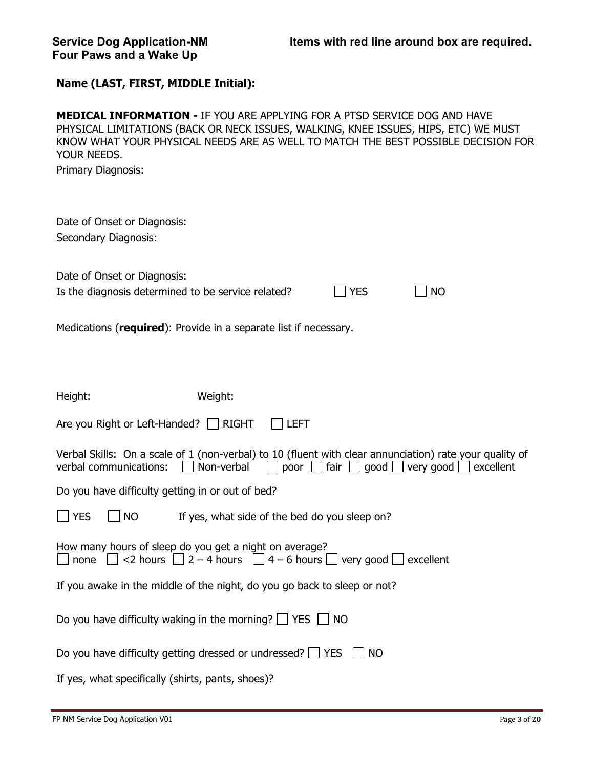**Service Dog Application-NM**
**Four Paws and a Wake Up**

**Items with red line around box are required.**

**Name (LAST, FIRST, MIDDLE Initial):**

**MEDICAL INFORMATION -** IF YOU ARE APPLYING FOR A PTSD SERVICE DOG AND HAVE PHYSICAL LIMITATIONS (BACK OR NECK ISSUES, WALKING, KNEE ISSUES, HIPS, ETC) WE MUST KNOW WHAT YOUR PHYSICAL NEEDS ARE AS WELL TO MATCH THE BEST POSSIBLE DECISION FOR YOUR NEEDS.

Primary Diagnosis:

Date of Onset or Diagnosis:

Secondary Diagnosis:

Date of Onset or Diagnosis:

Is the diagnosis determined to be service related? ☐ YES ☐ NO

Medications (**required**): Provide in a separate list if necessary.

Height: Weight:

Are you Right or Left-Handed? ☐ RIGHT ☐ LEFT

Verbal Skills: On a scale of 1 (non-verbal) to 10 (fluent with clear annunciation) rate your quality of verbal communications: ☐ Non-verbal ☐ poor ☐ fair ☐ good ☐ very good ☐ excellent

Do you have difficulty getting in or out of bed?

☐ YES ☐ NO If yes, what side of the bed do you sleep on?

How many hours of sleep do you get a night on average?
☐ none ☐ <2 hours ☐ 2 – 4 hours ☐ 4 – 6 hours ☐ very good ☐ excellent

If you awake in the middle of the night, do you go back to sleep or not?

Do you have difficulty waking in the morning? ☐ YES ☐ NO

Do you have difficulty getting dressed or undressed? ☐ YES ☐ NO

If yes, what specifically (shirts, pants, shoes)?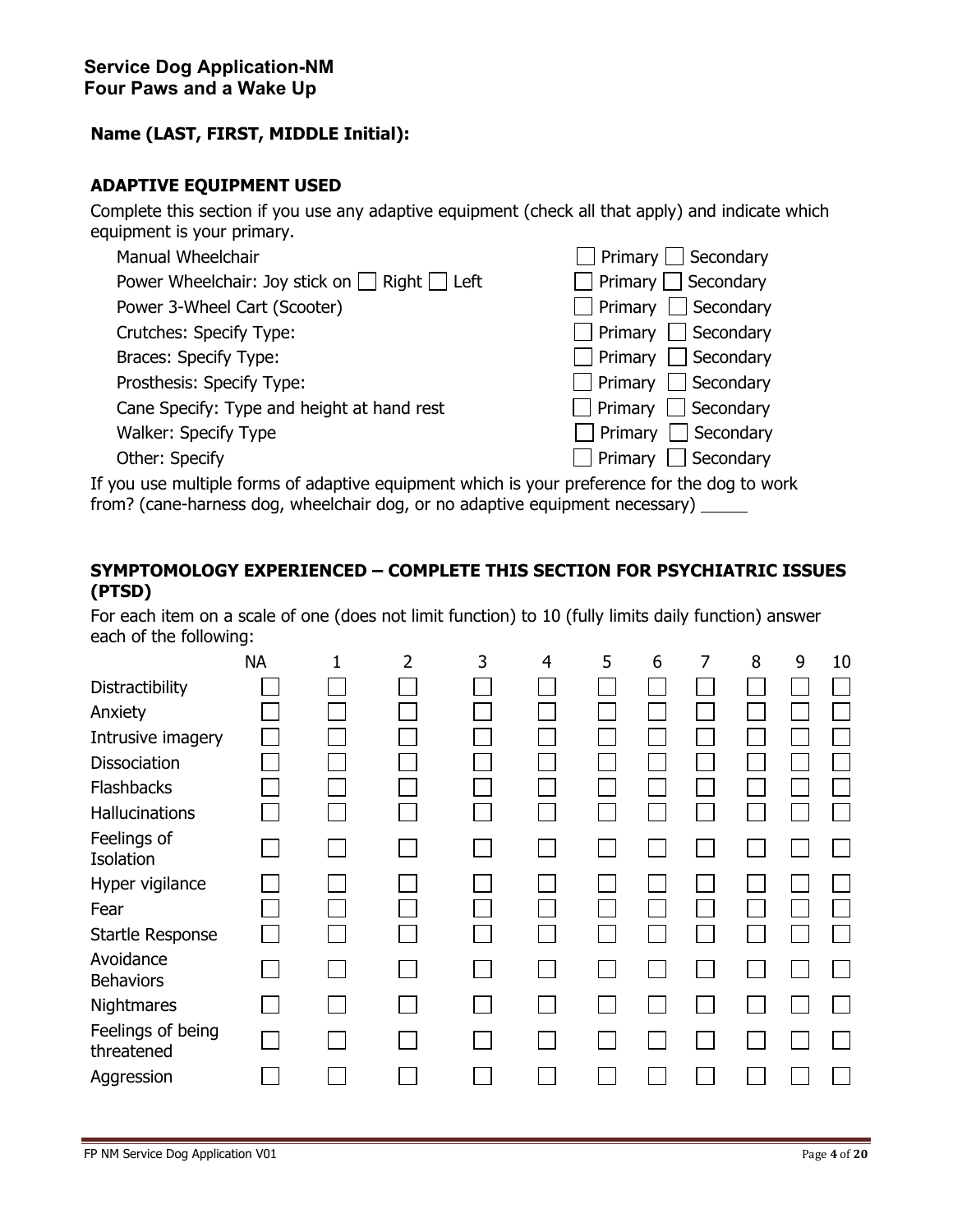## Service Dog Application-NM
## Four Paws and a Wake Up

**Name (LAST, FIRST, MIDDLE Initial):**

### ADAPTIVE EQUIPMENT USED

Complete this section if you use any adaptive equipment (check all that apply) and indicate which equipment is your primary.

| Equipment | |
|---|---|
| Manual Wheelchair | ☐ Primary ☐ Secondary |
| Power Wheelchair: Joy stick on ☐ Right ☐ Left | ☐ Primary ☐ Secondary |
| Power 3-Wheel Cart (Scooter) | ☐ Primary ☐ Secondary |
| Crutches: Specify Type: | ☐ Primary ☐ Secondary |
| Braces: Specify Type: | ☐ Primary ☐ Secondary |
| Prosthesis: Specify Type: | ☐ Primary ☐ Secondary |
| Cane Specify: Type and height at hand rest | ☐ Primary ☐ Secondary |
| Walker: Specify Type | ☐ Primary ☐ Secondary |
| Other: Specify | ☐ Primary ☐ Secondary |

If you use multiple forms of adaptive equipment which is your preference for the dog to work from? (cane-harness dog, wheelchair dog, or no adaptive equipment necessary) _____

### SYMPTOMOLOGY EXPERIENCED – COMPLETE THIS SECTION FOR PSYCHIATRIC ISSUES (PTSD)

For each item on a scale of one (does not limit function) to 10 (fully limits daily function) answer each of the following:

| | NA | 1 | 2 | 3 | 4 | 5 | 6 | 7 | 8 | 9 | 10 |
|---|---|---|---|---|---|---|---|---|---|---|---|
| Distractibility | ☐ | ☐ | ☐ | ☐ | ☐ | ☐ | ☐ | ☐ | ☐ | ☐ | ☐ |
| Anxiety | ☐ | ☐ | ☐ | ☐ | ☐ | ☐ | ☐ | ☐ | ☐ | ☐ | ☐ |
| Intrusive imagery | ☐ | ☐ | ☐ | ☐ | ☐ | ☐ | ☐ | ☐ | ☐ | ☐ | ☐ |
| Dissociation | ☐ | ☐ | ☐ | ☐ | ☐ | ☐ | ☐ | ☐ | ☐ | ☐ | ☐ |
| Flashbacks | ☐ | ☐ | ☐ | ☐ | ☐ | ☐ | ☐ | ☐ | ☐ | ☐ | ☐ |
| Hallucinations | ☐ | ☐ | ☐ | ☐ | ☐ | ☐ | ☐ | ☐ | ☐ | ☐ | ☐ |
| Feelings of Isolation | ☐ | ☐ | ☐ | ☐ | ☐ | ☐ | ☐ | ☐ | ☐ | ☐ | ☐ |
| Hyper vigilance | ☐ | ☐ | ☐ | ☐ | ☐ | ☐ | ☐ | ☐ | ☐ | ☐ | ☐ |
| Fear | ☐ | ☐ | ☐ | ☐ | ☐ | ☐ | ☐ | ☐ | ☐ | ☐ | ☐ |
| Startle Response | ☐ | ☐ | ☐ | ☐ | ☐ | ☐ | ☐ | ☐ | ☐ | ☐ | ☐ |
| Avoidance Behaviors | ☐ | ☐ | ☐ | ☐ | ☐ | ☐ | ☐ | ☐ | ☐ | ☐ | ☐ |
| Nightmares | ☐ | ☐ | ☐ | ☐ | ☐ | ☐ | ☐ | ☐ | ☐ | ☐ | ☐ |
| Feelings of being threatened | ☐ | ☐ | ☐ | ☐ | ☐ | ☐ | ☐ | ☐ | ☐ | ☐ | ☐ |
| Aggression | ☐ | ☐ | ☐ | ☐ | ☐ | ☐ | ☐ | ☐ | ☐ | ☐ | ☐ |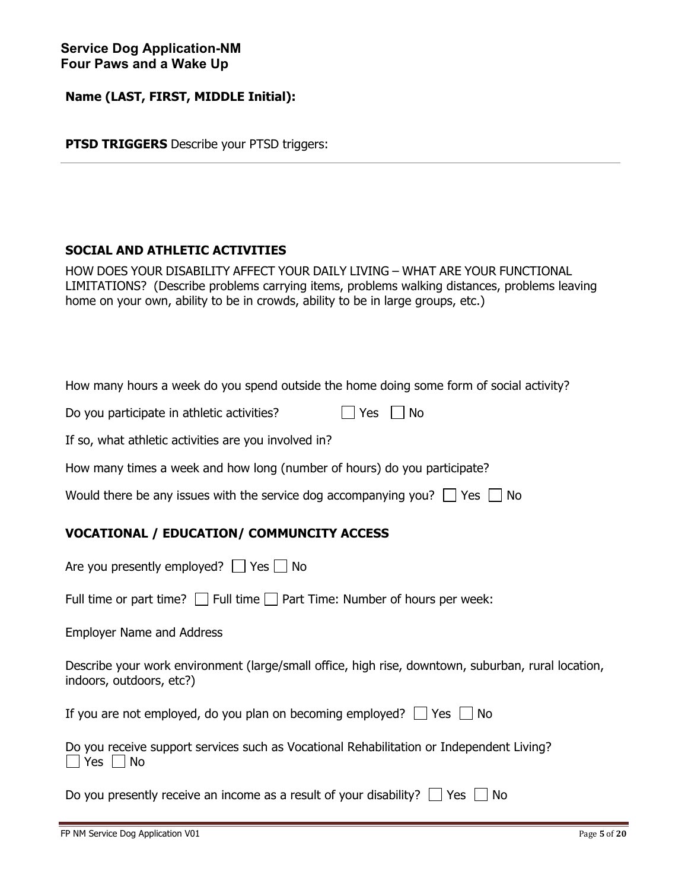**Service Dog Application-NM**
**Four Paws and a Wake Up**

**Name (LAST, FIRST, MIDDLE Initial):**

**PTSD TRIGGERS** Describe your PTSD triggers:

---

## SOCIAL AND ATHLETIC ACTIVITIES

HOW DOES YOUR DISABILITY AFFECT YOUR DAILY LIVING – WHAT ARE YOUR FUNCTIONAL LIMITATIONS? (Describe problems carrying items, problems walking distances, problems leaving home on your own, ability to be in crowds, ability to be in large groups, etc.)

How many hours a week do you spend outside the home doing some form of social activity?

Do you participate in athletic activities? ☐ Yes ☐ No

If so, what athletic activities are you involved in?

How many times a week and how long (number of hours) do you participate?

Would there be any issues with the service dog accompanying you? ☐ Yes ☐ No

## VOCATIONAL / EDUCATION/ COMMUNCITY ACCESS

Are you presently employed? ☐ Yes ☐ No

Full time or part time? ☐ Full time ☐ Part Time: Number of hours per week:

Employer Name and Address

Describe your work environment (large/small office, high rise, downtown, suburban, rural location, indoors, outdoors, etc?)

If you are not employed, do you plan on becoming employed? ☐ Yes ☐ No

Do you receive support services such as Vocational Rehabilitation or Independent Living?
☐ Yes ☐ No

Do you presently receive an income as a result of your disability? ☐ Yes ☐ No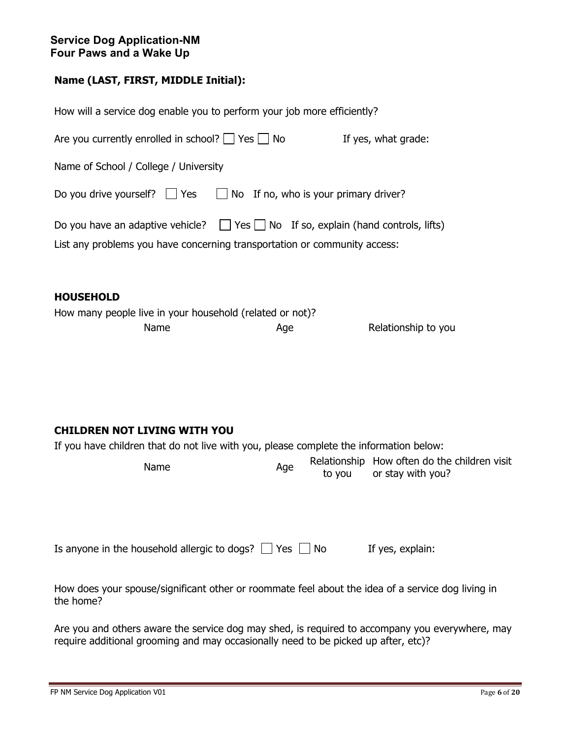**Service Dog Application-NM**
**Four Paws and a Wake Up**

**Name (LAST, FIRST, MIDDLE Initial):**

How will a service dog enable you to perform your job more efficiently?

Are you currently enrolled in school? ☐ Yes ☐ No If yes, what grade:

Name of School / College / University

Do you drive yourself? ☐ Yes ☐ No If no, who is your primary driver?

Do you have an adaptive vehicle? ☐ Yes ☐ No If so, explain (hand controls, lifts)

List any problems you have concerning transportation or community access:

## HOUSEHOLD

How many people live in your household (related or not)?

| Name | Age | Relationship to you |
|---|---|---|
| | | |

## CHILDREN NOT LIVING WITH YOU

If you have children that do not live with you, please complete the information below:

| Name | Age | Relationship to you | How often do the children visit or stay with you? |
|---|---|---|---|
| | | | |

Is anyone in the household allergic to dogs? ☐ Yes ☐ No If yes, explain:

How does your spouse/significant other or roommate feel about the idea of a service dog living in the home?

Are you and others aware the service dog may shed, is required to accompany you everywhere, may require additional grooming and may occasionally need to be picked up after, etc)?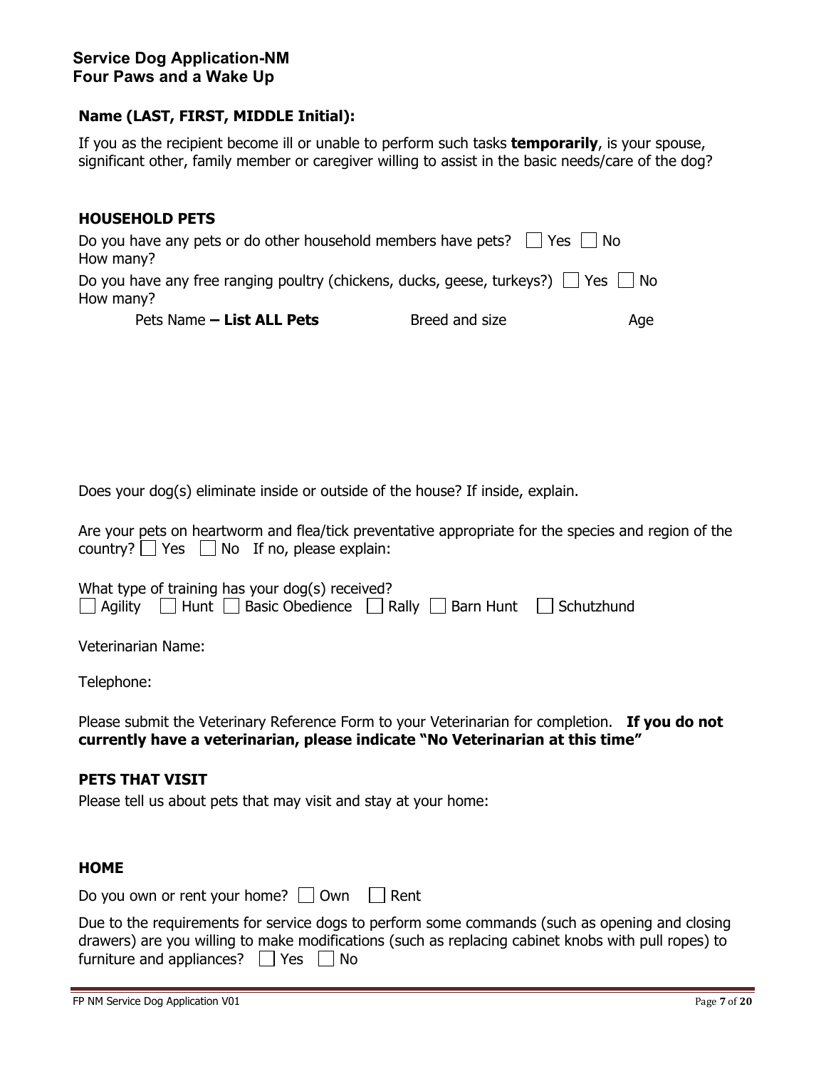**Service Dog Application-NM**
**Four Paws and a Wake Up**

**Name (LAST, FIRST, MIDDLE Initial):**

If you as the recipient become ill or unable to perform such tasks **temporarily**, is your spouse, significant other, family member or caregiver willing to assist in the basic needs/care of the dog?

### HOUSEHOLD PETS

Do you have any pets or do other household members have pets? ☐ Yes ☐ No
How many?

Do you have any free ranging poultry (chickens, ducks, geese, turkeys?) ☐ Yes ☐ No
How many?

| Pets Name **– List ALL Pets** | Breed and size | Age |
| --- | --- | --- |
| | | |

Does your dog(s) eliminate inside or outside of the house? If inside, explain.

Are your pets on heartworm and flea/tick preventative appropriate for the species and region of the country? ☐ Yes ☐ No If no, please explain:

What type of training has your dog(s) received?
☐ Agility ☐ Hunt ☐ Basic Obedience ☐ Rally ☐ Barn Hunt ☐ Schutzhund

Veterinarian Name:

Telephone:

Please submit the Veterinary Reference Form to your Veterinarian for completion. **If you do not currently have a veterinarian, please indicate "No Veterinarian at this time"**

### PETS THAT VISIT

Please tell us about pets that may visit and stay at your home:

### HOME

Do you own or rent your home? ☐ Own ☐ Rent

Due to the requirements for service dogs to perform some commands (such as opening and closing drawers) are you willing to make modifications (such as replacing cabinet knobs with pull ropes) to furniture and appliances? ☐ Yes ☐ No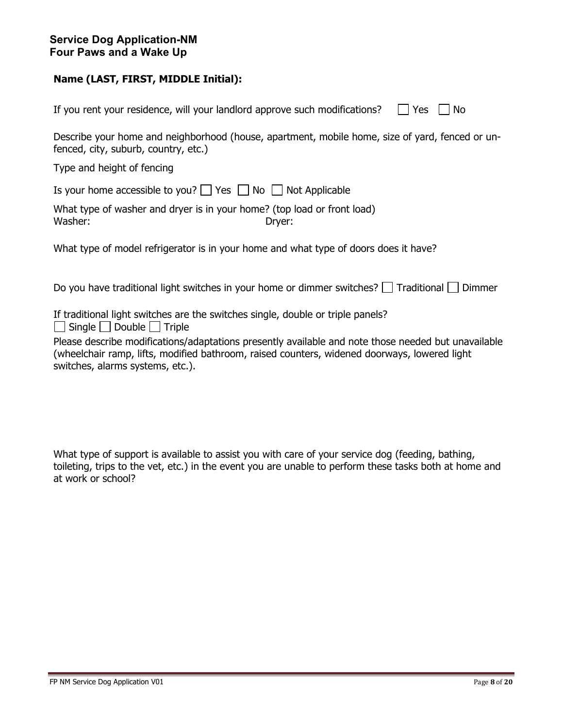**Service Dog Application-NM**
**Four Paws and a Wake Up**

**Name (LAST, FIRST, MIDDLE Initial):**

If you rent your residence, will your landlord approve such modifications? ☐ Yes ☐ No

Describe your home and neighborhood (house, apartment, mobile home, size of yard, fenced or un-fenced, city, suburb, country, etc.)

Type and height of fencing

Is your home accessible to you? ☐ Yes ☐ No ☐ Not Applicable

What type of washer and dryer is in your home? (top load or front load)
Washer: Dryer:

What type of model refrigerator is in your home and what type of doors does it have?

Do you have traditional light switches in your home or dimmer switches? ☐ Traditional ☐ Dimmer

If traditional light switches are the switches single, double or triple panels?
☐ Single ☐ Double ☐ Triple

Please describe modifications/adaptations presently available and note those needed but unavailable (wheelchair ramp, lifts, modified bathroom, raised counters, widened doorways, lowered light switches, alarms systems, etc.).

What type of support is available to assist you with care of your service dog (feeding, bathing, toileting, trips to the vet, etc.) in the event you are unable to perform these tasks both at home and at work or school?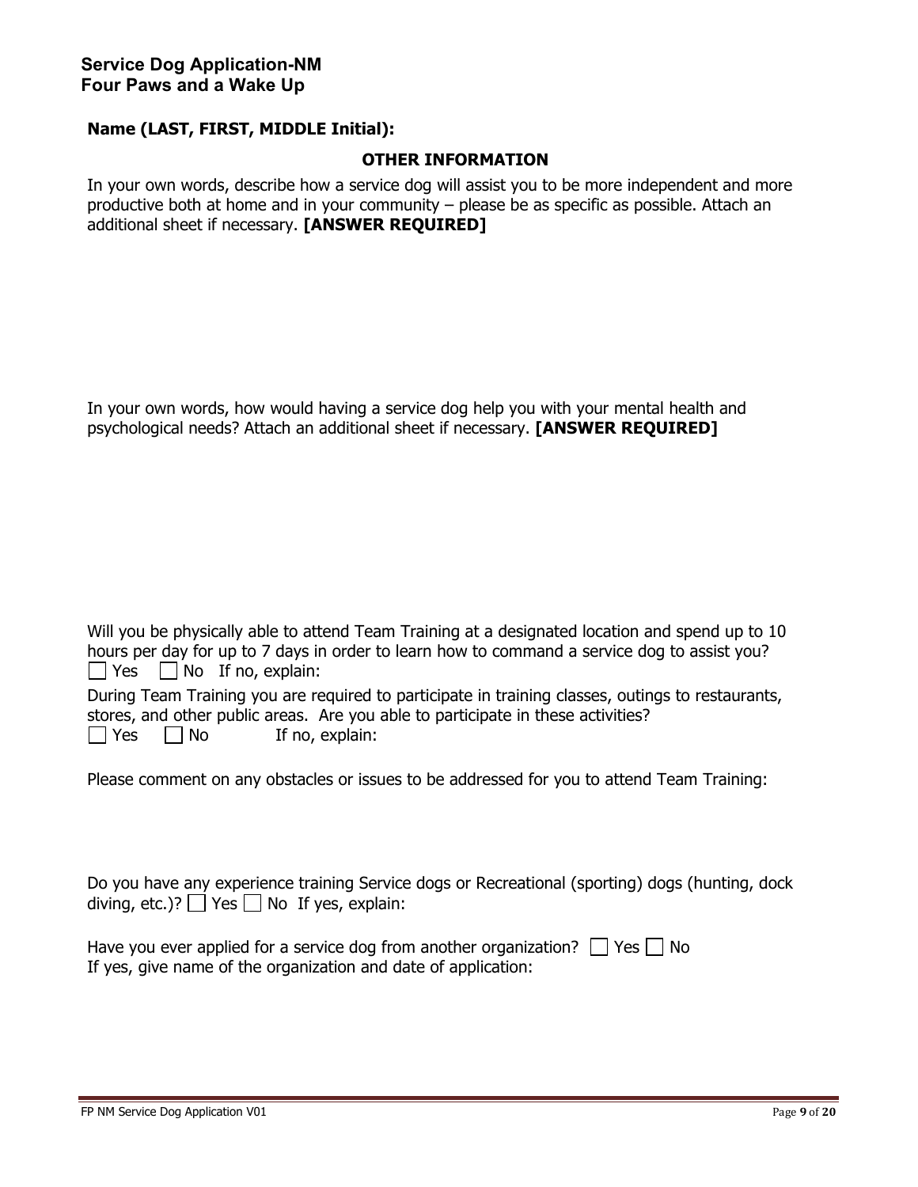## Service Dog Application-NM
## Four Paws and a Wake Up

**Name (LAST, FIRST, MIDDLE Initial):**

### OTHER INFORMATION

In your own words, describe how a service dog will assist you to be more independent and more productive both at home and in your community – please be as specific as possible. Attach an additional sheet if necessary. **[ANSWER REQUIRED]**

In your own words, how would having a service dog help you with your mental health and psychological needs? Attach an additional sheet if necessary. **[ANSWER REQUIRED]**

Will you be physically able to attend Team Training at a designated location and spend up to 10 hours per day for up to 7 days in order to learn how to command a service dog to assist you?
☐ Yes ☐ No If no, explain:

During Team Training you are required to participate in training classes, outings to restaurants, stores, and other public areas. Are you able to participate in these activities?
☐ Yes ☐ No If no, explain:

Please comment on any obstacles or issues to be addressed for you to attend Team Training:

Do you have any experience training Service dogs or Recreational (sporting) dogs (hunting, dock diving, etc.)? ☐ Yes ☐ No If yes, explain:

Have you ever applied for a service dog from another organization? ☐ Yes ☐ No
If yes, give name of the organization and date of application: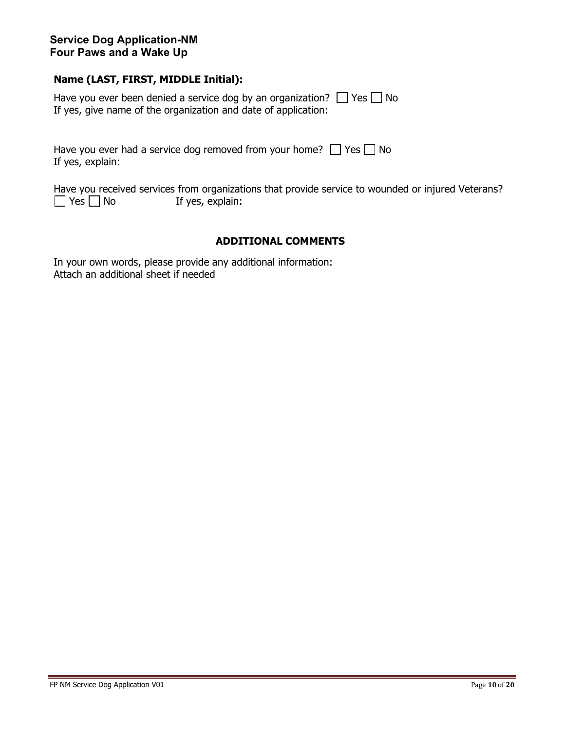**Name (LAST, FIRST, MIDDLE Initial):**

Have you ever been denied a service dog by an organization? ☐ Yes ☐ No
If yes, give name of the organization and date of application:

Have you ever had a service dog removed from your home? ☐ Yes ☐ No
If yes, explain:

Have you received services from organizations that provide service to wounded or injured Veterans?
☐ Yes ☐ No If yes, explain:

## ADDITIONAL COMMENTS

In your own words, please provide any additional information:
Attach an additional sheet if needed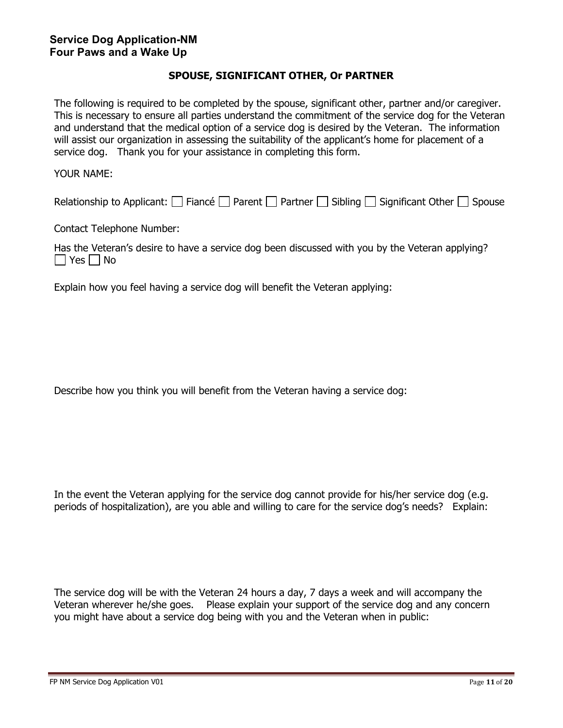**Service Dog Application-NM**
**Four Paws and a Wake Up**

## SPOUSE, SIGNIFICANT OTHER, Or PARTNER

The following is required to be completed by the spouse, significant other, partner and/or caregiver. This is necessary to ensure all parties understand the commitment of the service dog for the Veteran and understand that the medical option of a service dog is desired by the Veteran. The information will assist our organization in assessing the suitability of the applicant's home for placement of a service dog. Thank you for your assistance in completing this form.

YOUR NAME:

Relationship to Applicant: ☐ Fiancé ☐ Parent ☐ Partner ☐ Sibling ☐ Significant Other ☐ Spouse

Contact Telephone Number:

Has the Veteran's desire to have a service dog been discussed with you by the Veteran applying?
☐ Yes ☐ No

Explain how you feel having a service dog will benefit the Veteran applying:

Describe how you think you will benefit from the Veteran having a service dog:

In the event the Veteran applying for the service dog cannot provide for his/her service dog (e.g. periods of hospitalization), are you able and willing to care for the service dog's needs? Explain:

The service dog will be with the Veteran 24 hours a day, 7 days a week and will accompany the Veteran wherever he/she goes. Please explain your support of the service dog and any concern you might have about a service dog being with you and the Veteran when in public: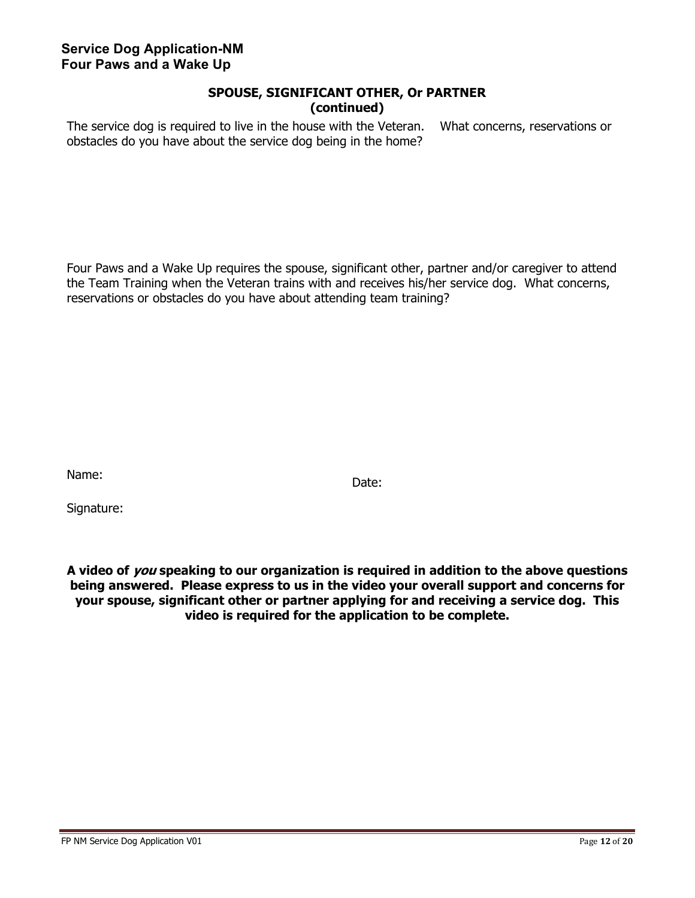## SPOUSE, SIGNIFICANT OTHER, Or PARTNER (continued)

The service dog is required to live in the house with the Veteran. What concerns, reservations or obstacles do you have about the service dog being in the home?

Four Paws and a Wake Up requires the spouse, significant other, partner and/or caregiver to attend the Team Training when the Veteran trains with and receives his/her service dog. What concerns, reservations or obstacles do you have about attending team training?

Name:

Date:

Signature:

**A video of *you* speaking to our organization is required in addition to the above questions being answered. Please express to us in the video your overall support and concerns for your spouse, significant other or partner applying for and receiving a service dog. This video is required for the application to be complete.**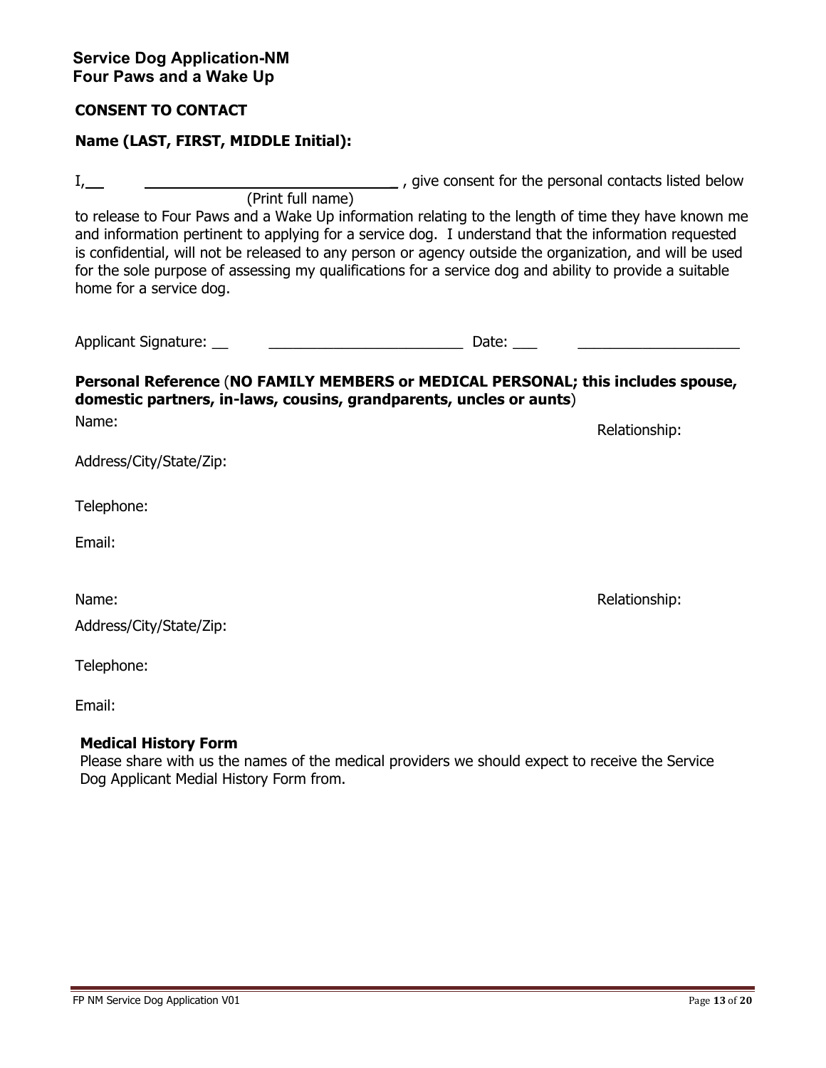**Service Dog Application-NM**
**Four Paws and a Wake Up**

## CONSENT TO CONTACT

**Name (LAST, FIRST, MIDDLE Initial):**

I, ______________________________________ , give consent for the personal contacts listed below
(Print full name)
to release to Four Paws and a Wake Up information relating to the length of time they have known me and information pertinent to applying for a service dog. I understand that the information requested is confidential, will not be released to any person or agency outside the organization, and will be used for the sole purpose of assessing my qualifications for a service dog and ability to provide a suitable home for a service dog.

Applicant Signature: ______________________________ Date: ________________________

**Personal Reference** (**NO FAMILY MEMBERS or MEDICAL PERSONAL; this includes spouse, domestic partners, in-laws, cousins, grandparents, uncles or aunts**)

Name: Relationship:

Address/City/State/Zip:

Telephone:

Email:

Name: Relationship:

Address/City/State/Zip:

Telephone:

Email:

**Medical History Form**

Please share with us the names of the medical providers we should expect to receive the Service Dog Applicant Medial History Form from.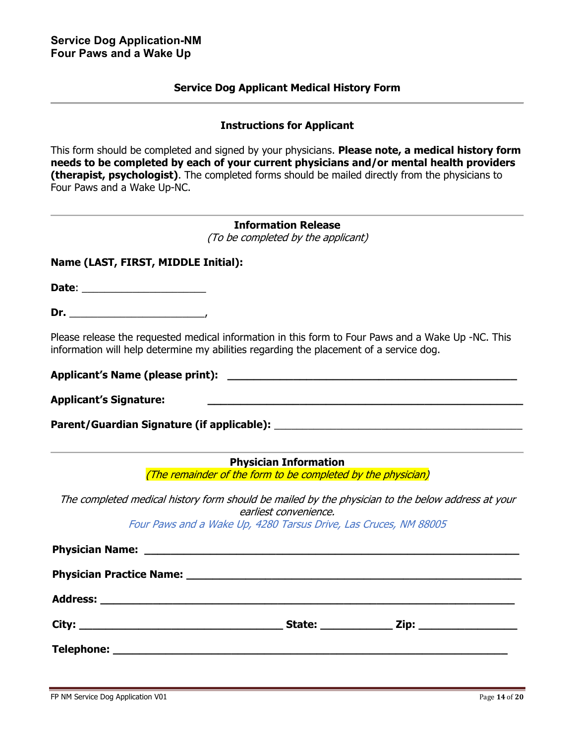**Service Dog Application-NM**
**Four Paws and a Wake Up**

## Service Dog Applicant Medical History Form

---

### Instructions for Applicant

This form should be completed and signed by your physicians. **Please note, a medical history form needs to be completed by each of your current physicians and/or mental health providers (therapist, psychologist)**. The completed forms should be mailed directly from the physicians to Four Paws and a Wake Up-NC.

---

### Information Release

*(To be completed by the applicant)*

**Name (LAST, FIRST, MIDDLE Initial):**

**Date**: ____________________

**Dr.** ______________________,

Please release the requested medical information in this form to Four Paws and a Wake Up -NC. This information will help determine my abilities regarding the placement of a service dog.

**Applicant's Name (please print):** ____________________________________________

**Applicant's Signature:** ____________________________________________

**Parent/Guardian Signature (if applicable):** ____________________________________________

---

### Physician Information

*(The remainder of the form to be completed by the physician)*

*The completed medical history form should be mailed by the physician to the below address at your earliest convenience.*

*Four Paws and a Wake Up, 4280 Tarsus Drive, Las Cruces, NM 88005*

**Physician Name:** ____________________________________________

**Physician Practice Name:** ____________________________________________

**Address:** ____________________________________________

**City:** ______________________________ **State:** ___________ **Zip:** _______________

**Telephone:** ____________________________________________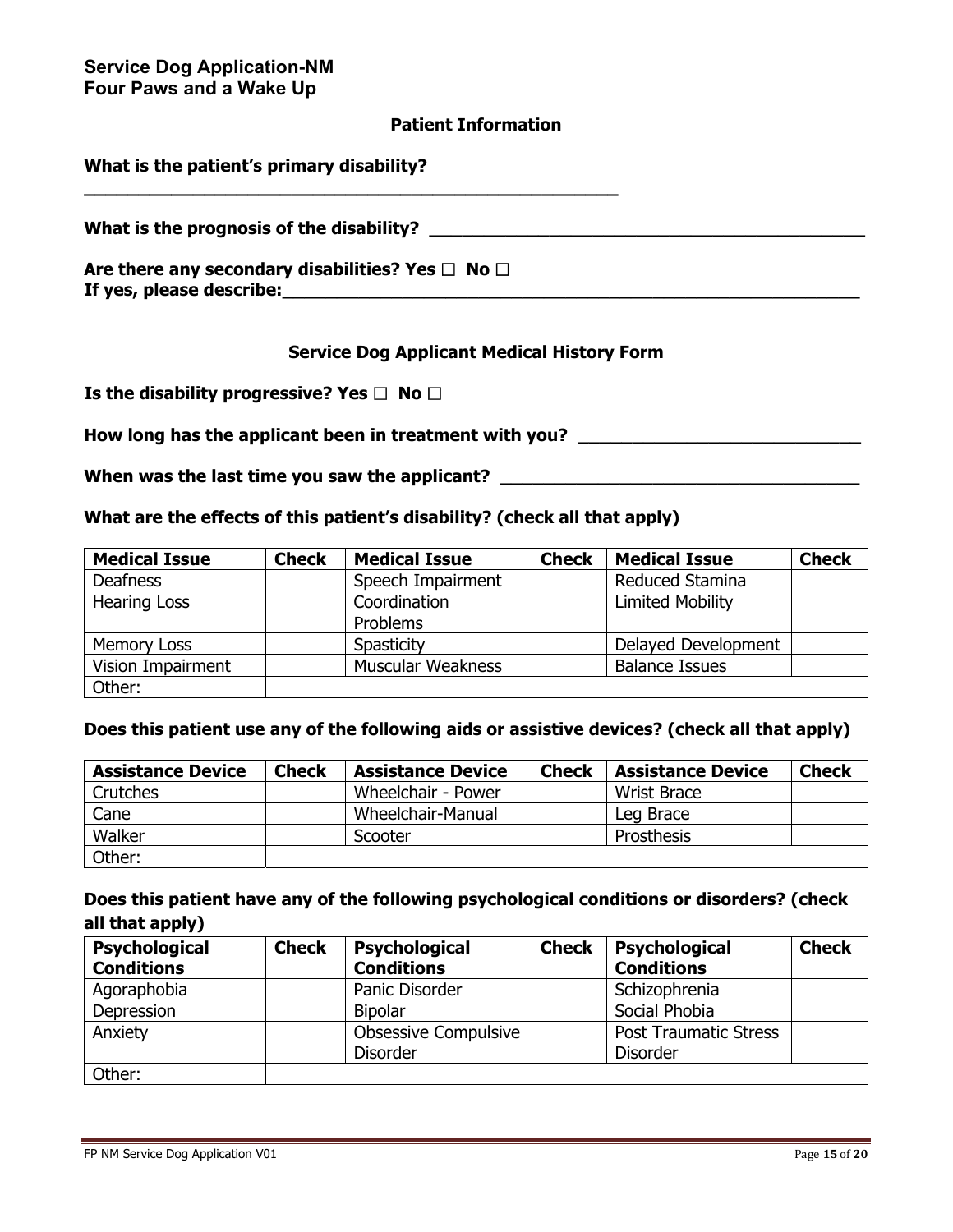**Service Dog Application-NM**
**Four Paws and a Wake Up**

### Patient Information

**What is the patient's primary disability?**
**\_\_\_\_\_\_\_\_\_\_\_\_\_\_\_\_\_\_\_\_\_\_\_\_\_\_\_\_\_\_\_\_\_\_\_\_\_\_\_\_\_\_\_\_\_\_\_\_\_\_\_\_\_\_**

**What is the prognosis of the disability? \_\_\_\_\_\_\_\_\_\_\_\_\_\_\_\_\_\_\_\_\_\_\_\_\_\_\_\_\_\_\_\_\_\_\_\_\_\_\_\_\_\_**

**Are there any secondary disabilities? Yes ☐ No ☐**
**If yes, please describe:\_\_\_\_\_\_\_\_\_\_\_\_\_\_\_\_\_\_\_\_\_\_\_\_\_\_\_\_\_\_\_\_\_\_\_\_\_\_\_\_\_\_\_\_\_\_\_\_\_\_\_\_\_\_\_\_\_\_\_\_**

### Service Dog Applicant Medical History Form

**Is the disability progressive? Yes ☐ No ☐**

**How long has the applicant been in treatment with you? \_\_\_\_\_\_\_\_\_\_\_\_\_\_\_\_\_\_\_\_\_\_\_\_\_\_\_\_**

**When was the last time you saw the applicant? \_\_\_\_\_\_\_\_\_\_\_\_\_\_\_\_\_\_\_\_\_\_\_\_\_\_\_\_\_\_\_\_\_\_\_\_\_**

**What are the effects of this patient's disability? (check all that apply)**

| Medical Issue | Check | Medical Issue | Check | Medical Issue | Check |
|---|---|---|---|---|---|
| Deafness | | Speech Impairment | | Reduced Stamina | |
| Hearing Loss | | Coordination Problems | | Limited Mobility | |
| Memory Loss | | Spasticity | | Delayed Development | |
| Vision Impairment | | Muscular Weakness | | Balance Issues | |
| Other: | | | | | |

**Does this patient use any of the following aids or assistive devices? (check all that apply)**

| Assistance Device | Check | Assistance Device | Check | Assistance Device | Check |
|---|---|---|---|---|---|
| Crutches | | Wheelchair - Power | | Wrist Brace | |
| Cane | | Wheelchair-Manual | | Leg Brace | |
| Walker | | Scooter | | Prosthesis | |
| Other: | | | | | |

**Does this patient have any of the following psychological conditions or disorders? (check all that apply)**

| Psychological Conditions | Check | Psychological Conditions | Check | Psychological Conditions | Check |
|---|---|---|---|---|---|
| Agoraphobia | | Panic Disorder | | Schizophrenia | |
| Depression | | Bipolar | | Social Phobia | |
| Anxiety | | Obsessive Compulsive Disorder | | Post Traumatic Stress Disorder | |
| Other: | | | | | |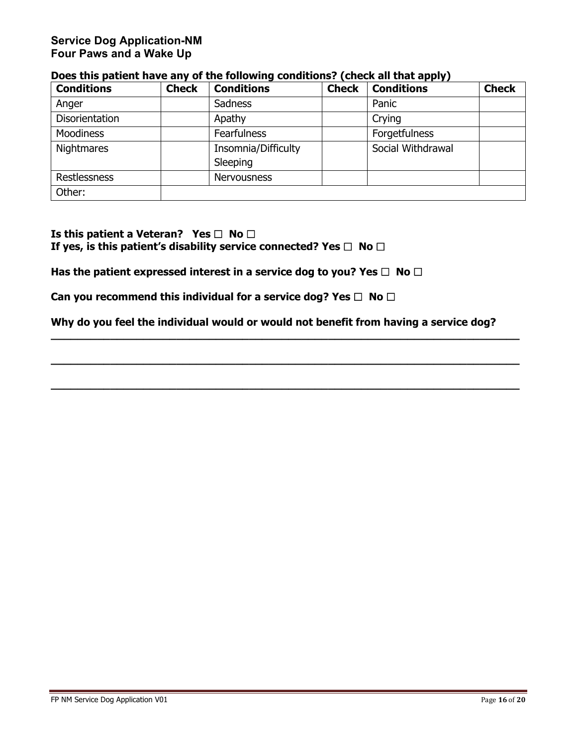**Service Dog Application-NM**
**Four Paws and a Wake Up**

**Does this patient have any of the following conditions? (check all that apply)**

| Conditions | Check | Conditions | Check | Conditions | Check |
|---|---|---|---|---|---|
| Anger | | Sadness | | Panic | |
| Disorientation | | Apathy | | Crying | |
| Moodiness | | Fearfulness | | Forgetfulness | |
| Nightmares | | Insomnia/Difficulty Sleeping | | Social Withdrawal | |
| Restlessness | | Nervousness | | | |
| Other: | | | | | |

**Is this patient a Veteran? Yes ☐ No ☐**
**If yes, is this patient's disability service connected? Yes ☐ No ☐**

**Has the patient expressed interest in a service dog to you? Yes ☐ No ☐**

**Can you recommend this individual for a service dog? Yes ☐ No ☐**

**Why do you feel the individual would or would not benefit from having a service dog?**

______________________________________________________________________________

______________________________________________________________________________

______________________________________________________________________________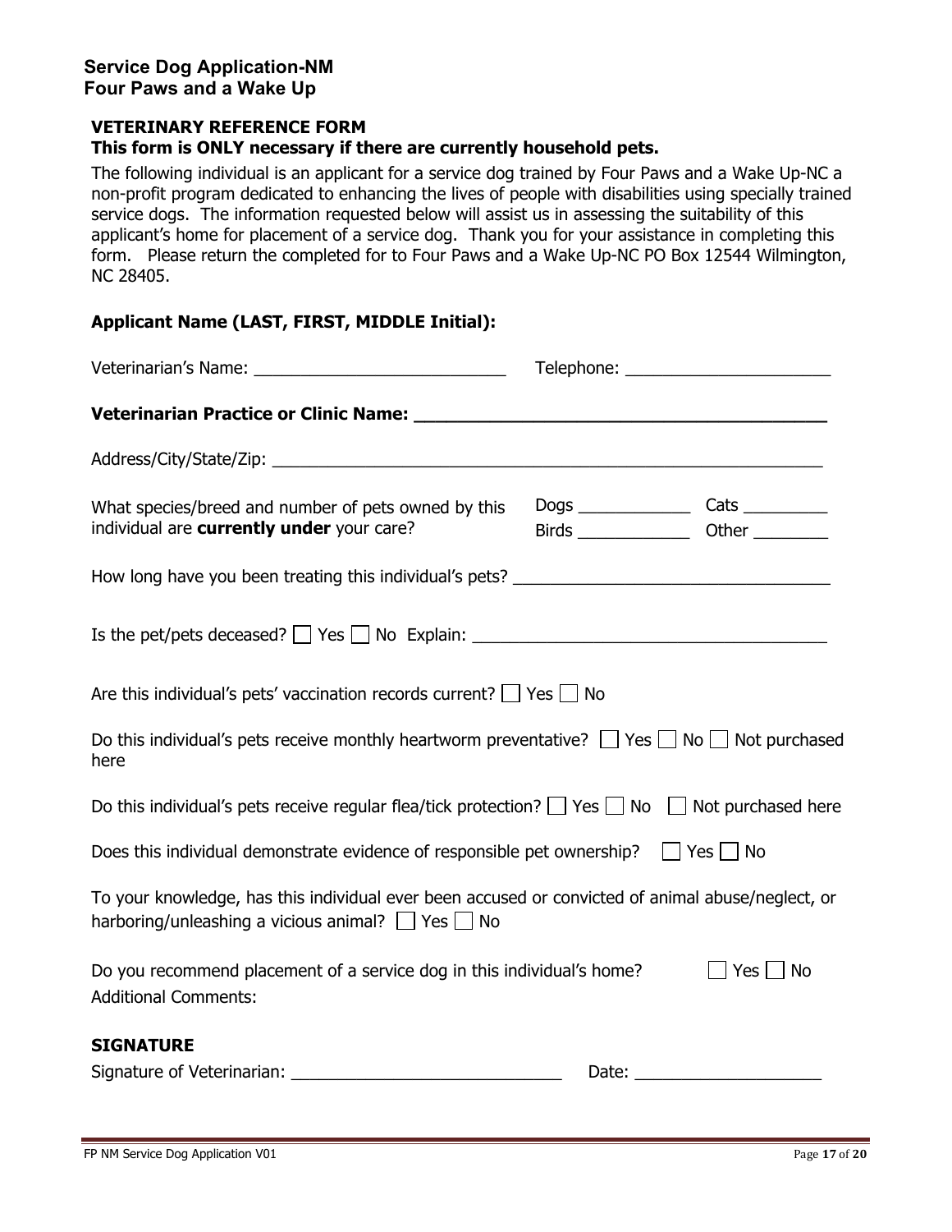## Service Dog Application-NM
## Four Paws and a Wake Up

### VETERINARY REFERENCE FORM
**This form is ONLY necessary if there are currently household pets.**

The following individual is an applicant for a service dog trained by Four Paws and a Wake Up-NC a non-profit program dedicated to enhancing the lives of people with disabilities using specially trained service dogs. The information requested below will assist us in assessing the suitability of this applicant's home for placement of a service dog. Thank you for your assistance in completing this form. Please return the completed for to Four Paws and a Wake Up-NC PO Box 12544 Wilmington, NC 28405.

**Applicant Name (LAST, FIRST, MIDDLE Initial):**

Veterinarian's Name: ___________________________ Telephone: ______________________

**Veterinarian Practice or Clinic Name: ______________________________________**

Address/City/State/Zip: ___________________________________________________________

What species/breed and number of pets owned by this individual are **currently under** your care?

Dogs ____________ Cats _________
Birds ____________ Other ________

How long have you been treating this individual's pets? _________________________________

Is the pet/pets deceased? ☐ Yes ☐ No Explain: ___________________________________

Are this individual's pets' vaccination records current? ☐ Yes ☐ No

Do this individual's pets receive monthly heartworm preventative? ☐ Yes ☐ No ☐ Not purchased here

Do this individual's pets receive regular flea/tick protection? ☐ Yes ☐ No ☐ Not purchased here

Does this individual demonstrate evidence of responsible pet ownership? ☐ Yes ☐ No

To your knowledge, has this individual ever been accused or convicted of animal abuse/neglect, or harboring/unleashing a vicious animal? ☐ Yes ☐ No

Do you recommend placement of a service dog in this individual's home? ☐ Yes ☐ No

Additional Comments:

### SIGNATURE

Signature of Veterinarian: _____________________________ Date: ____________________

FP NM Service Dog Application V01